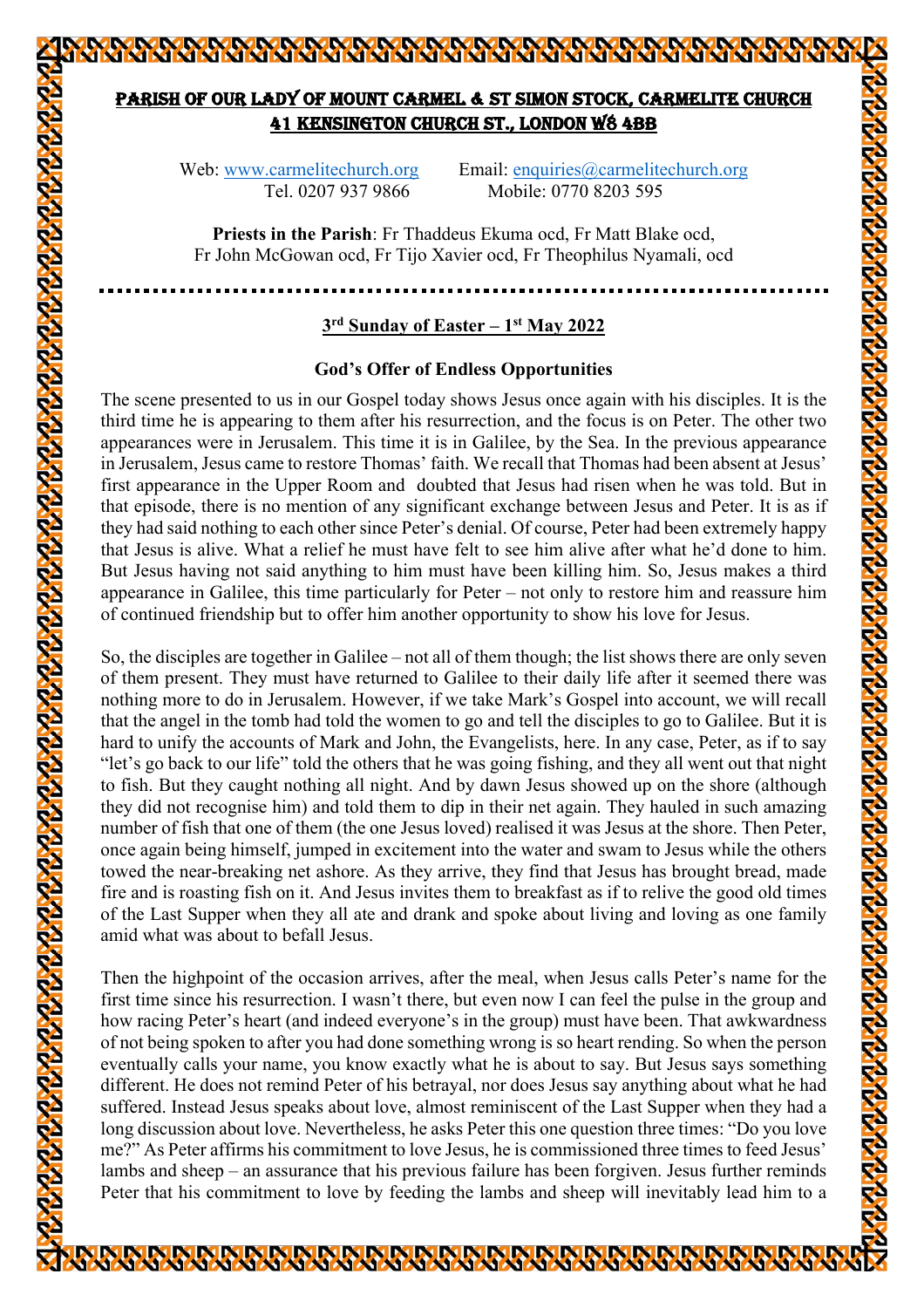# Parish of Our Lady of Mount Carmel & St Simon Stock, Carmelite Church
## 41 Kensington Church St., London W8 4BB

Web: www.carmelitechurch.org Email: enquiries@carmelitechurch.org
Tel. 0207 937 9866 Mobile: 0770 8203 595

**Priests in the Parish**: Fr Thaddeus Ekuma ocd, Fr Matt Blake ocd, Fr John McGowan ocd, Fr Tijo Xavier ocd, Fr Theophilus Nyamali, ocd

---

## 3rd Sunday of Easter – 1st May 2022

### God's Offer of Endless Opportunities

The scene presented to us in our Gospel today shows Jesus once again with his disciples. It is the third time he is appearing to them after his resurrection, and the focus is on Peter. The other two appearances were in Jerusalem. This time it is in Galilee, by the Sea. In the previous appearance in Jerusalem, Jesus came to restore Thomas' faith. We recall that Thomas had been absent at Jesus' first appearance in the Upper Room and doubted that Jesus had risen when he was told. But in that episode, there is no mention of any significant exchange between Jesus and Peter. It is as if they had said nothing to each other since Peter's denial. Of course, Peter had been extremely happy that Jesus is alive. What a relief he must have felt to see him alive after what he'd done to him. But Jesus having not said anything to him must have been killing him. So, Jesus makes a third appearance in Galilee, this time particularly for Peter – not only to restore him and reassure him of continued friendship but to offer him another opportunity to show his love for Jesus.

So, the disciples are together in Galilee – not all of them though; the list shows there are only seven of them present. They must have returned to Galilee to their daily life after it seemed there was nothing more to do in Jerusalem. However, if we take Mark's Gospel into account, we will recall that the angel in the tomb had told the women to go and tell the disciples to go to Galilee. But it is hard to unify the accounts of Mark and John, the Evangelists, here. In any case, Peter, as if to say "let's go back to our life" told the others that he was going fishing, and they all went out that night to fish. But they caught nothing all night. And by dawn Jesus showed up on the shore (although they did not recognise him) and told them to dip in their net again. They hauled in such amazing number of fish that one of them (the one Jesus loved) realised it was Jesus at the shore. Then Peter, once again being himself, jumped in excitement into the water and swam to Jesus while the others towed the near-breaking net ashore. As they arrive, they find that Jesus has brought bread, made fire and is roasting fish on it. And Jesus invites them to breakfast as if to relive the good old times of the Last Supper when they all ate and drank and spoke about living and loving as one family amid what was about to befall Jesus.

Then the highpoint of the occasion arrives, after the meal, when Jesus calls Peter's name for the first time since his resurrection. I wasn't there, but even now I can feel the pulse in the group and how racing Peter's heart (and indeed everyone's in the group) must have been. That awkwardness of not being spoken to after you had done something wrong is so heart rending. So when the person eventually calls your name, you know exactly what he is about to say. But Jesus says something different. He does not remind Peter of his betrayal, nor does Jesus say anything about what he had suffered. Instead Jesus speaks about love, almost reminiscent of the Last Supper when they had a long discussion about love. Nevertheless, he asks Peter this one question three times: "Do you love me?" As Peter affirms his commitment to love Jesus, he is commissioned three times to feed Jesus' lambs and sheep – an assurance that his previous failure has been forgiven. Jesus further reminds Peter that his commitment to love by feeding the lambs and sheep will inevitably lead him to a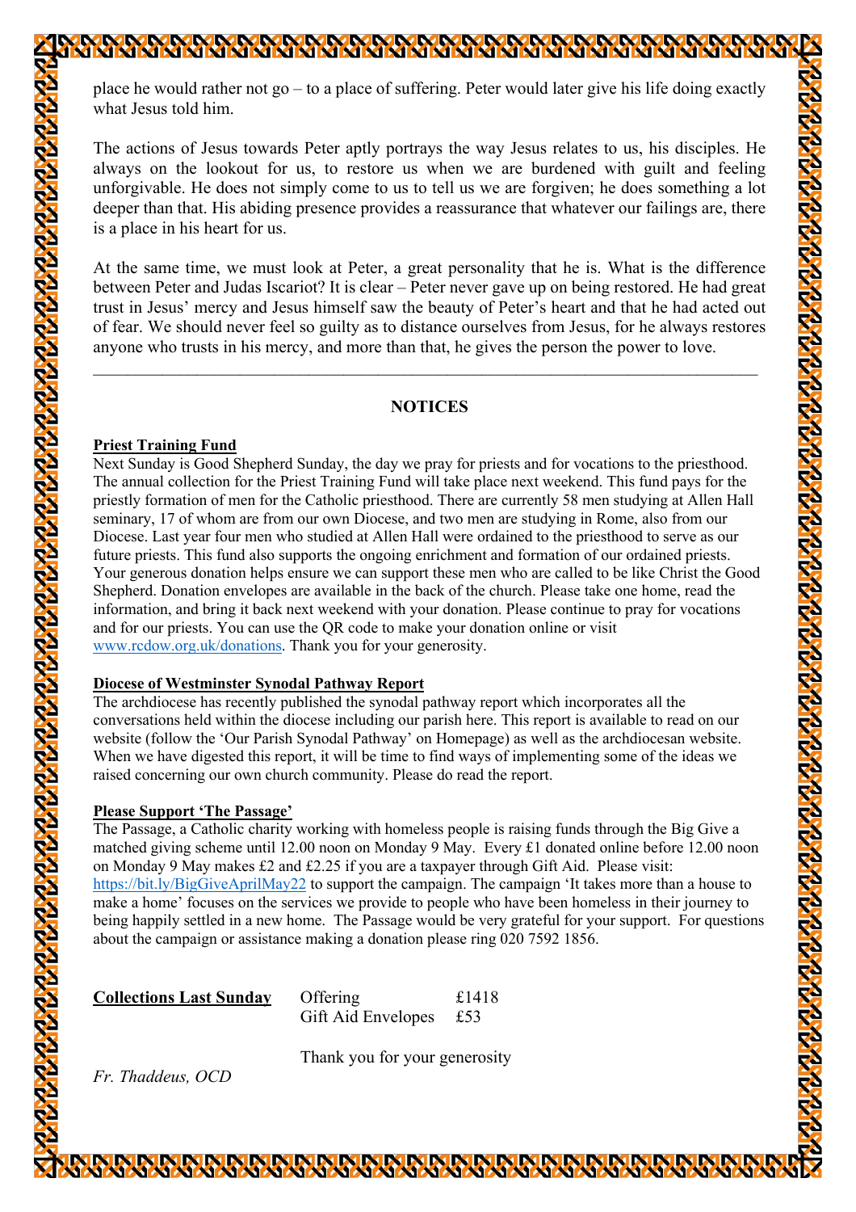place he would rather not go – to a place of suffering. Peter would later give his life doing exactly what Jesus told him.

The actions of Jesus towards Peter aptly portrays the way Jesus relates to us, his disciples. He always on the lookout for us, to restore us when we are burdened with guilt and feeling unforgivable. He does not simply come to us to tell us we are forgiven; he does something a lot deeper than that. His abiding presence provides a reassurance that whatever our failings are, there is a place in his heart for us.

At the same time, we must look at Peter, a great personality that he is. What is the difference between Peter and Judas Iscariot? It is clear – Peter never gave up on being restored. He had great trust in Jesus' mercy and Jesus himself saw the beauty of Peter's heart and that he had acted out of fear. We should never feel so guilty as to distance ourselves from Jesus, for he always restores anyone who trusts in his mercy, and more than that, he gives the person the power to love.

---

## NOTICES

**Priest Training Fund**

Next Sunday is Good Shepherd Sunday, the day we pray for priests and for vocations to the priesthood. The annual collection for the Priest Training Fund will take place next weekend. This fund pays for the priestly formation of men for the Catholic priesthood. There are currently 58 men studying at Allen Hall seminary, 17 of whom are from our own Diocese, and two men are studying in Rome, also from our Diocese. Last year four men who studied at Allen Hall were ordained to the priesthood to serve as our future priests. This fund also supports the ongoing enrichment and formation of our ordained priests. Your generous donation helps ensure we can support these men who are called to be like Christ the Good Shepherd. Donation envelopes are available in the back of the church. Please take one home, read the information, and bring it back next weekend with your donation. Please continue to pray for vocations and for our priests. You can use the QR code to make your donation online or visit www.rcdow.org.uk/donations. Thank you for your generosity.

**Diocese of Westminster Synodal Pathway Report**

The archdiocese has recently published the synodal pathway report which incorporates all the conversations held within the diocese including our parish here. This report is available to read on our website (follow the 'Our Parish Synodal Pathway' on Homepage) as well as the archdiocesan website. When we have digested this report, it will be time to find ways of implementing some of the ideas we raised concerning our own church community. Please do read the report.

**Please Support 'The Passage'**

The Passage, a Catholic charity working with homeless people is raising funds through the Big Give a matched giving scheme until 12.00 noon on Monday 9 May. Every £1 donated online before 12.00 noon on Monday 9 May makes £2 and £2.25 if you are a taxpayer through Gift Aid. Please visit: https://bit.ly/BigGiveAprilMay22 to support the campaign. The campaign 'It takes more than a house to make a home' focuses on the services we provide to people who have been homeless in their journey to being happily settled in a new home. The Passage would be very grateful for your support. For questions about the campaign or assistance making a donation please ring 020 7592 1856.

| | | |
|---|---|---|
| **Collections Last Sunday** | Offering | £1418 |
| | Gift Aid Envelopes | £53 |

Thank you for your generosity

*Fr. Thaddeus, OCD*